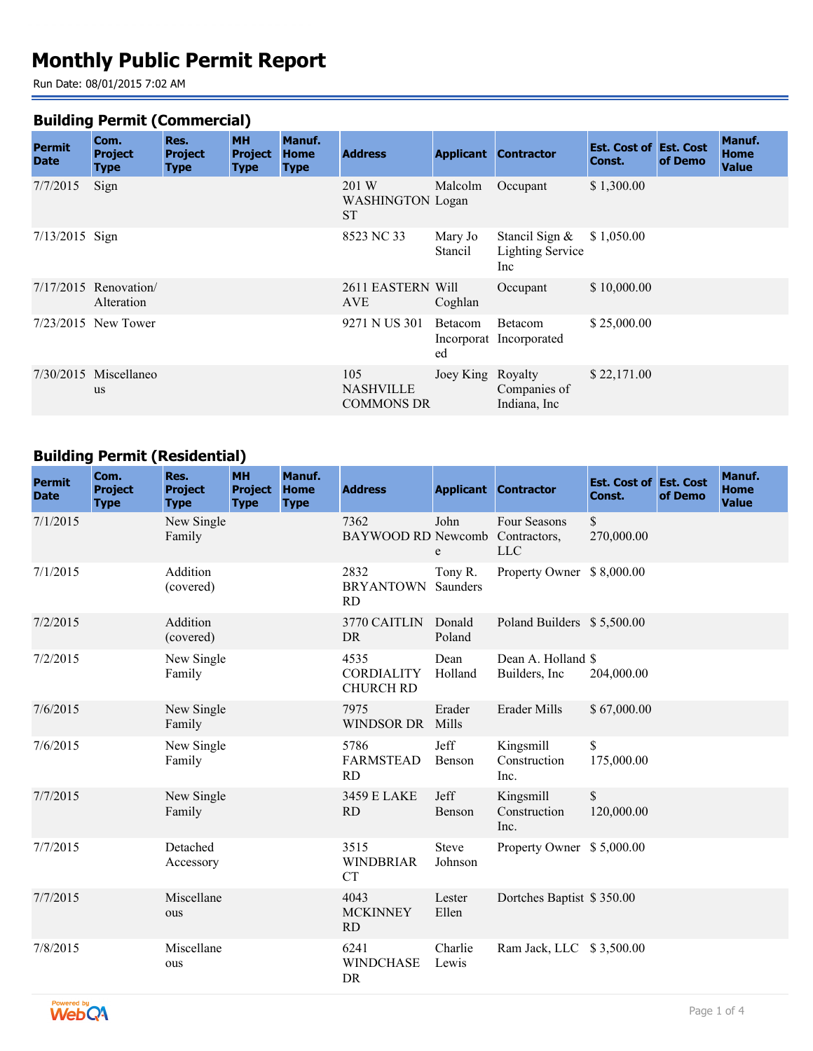# Monthly Public Permit Report

Run Date: 08/01/2015 7:02 AM

## Building Permit (Commercial)

| Permit Date | Com. Project Type | Res. Project Type | MH Project Type | Manuf. Home Type | Address | Applicant | Contractor | Est. Cost of Const. | Est. Cost of Demo | Manuf. Home Value |
|---|---|---|---|---|---|---|---|---|---|---|
| 7/7/2015 | Sign | | | | 201 W WASHINGTON ST | Malcolm Logan | Occupant | $ 1,300.00 | | |
| 7/13/2015 | Sign | | | | 8523 NC 33 | Mary Jo Stancil | Stancil Sign & Lighting Service Inc | $ 1,050.00 | | |
| 7/17/2015 | Renovation/ Alteration | | | | 2611 EASTERN AVE | Will Coghlan | Occupant | $ 10,000.00 | | |
| 7/23/2015 | New Tower | | | | 9271 N US 301 | Betacom Incorporated | Betacom Incorporated | $ 25,000.00 | | |
| 7/30/2015 | Miscellaneous | | | | 105 NASHVILLE COMMONS DR | Joey King | Royalty Companies of Indiana, Inc | $ 22,171.00 | | |

## Building Permit (Residential)

| Permit Date | Com. Project Type | Res. Project Type | MH Project Type | Manuf. Home Type | Address | Applicant | Contractor | Est. Cost of Const. | Est. Cost of Demo | Manuf. Home Value |
|---|---|---|---|---|---|---|---|---|---|---|
| 7/1/2015 | | New Single Family | | | 7362 BAYWOOD RD | John Newcombe | Four Seasons Contractors, LLC | $ 270,000.00 | | |
| 7/1/2015 | | Addition (covered) | | | 2832 BRYANTOWN RD | Tony R. Saunders | Property Owner | $ 8,000.00 | | |
| 7/2/2015 | | Addition (covered) | | | 3770 CAITLIN DR | Donald Poland | Poland Builders | $ 5,500.00 | | |
| 7/2/2015 | | New Single Family | | | 4535 CORDIALITY CHURCH RD | Dean Holland | Dean A. Holland Builders, Inc | $ 204,000.00 | | |
| 7/6/2015 | | New Single Family | | | 7975 WINDSOR DR | Erader Mills | Erader Mills | $ 67,000.00 | | |
| 7/6/2015 | | New Single Family | | | 5786 FARMSTEAD RD | Jeff Benson | Kingsmill Construction Inc. | $ 175,000.00 | | |
| 7/7/2015 | | New Single Family | | | 3459 E LAKE RD | Jeff Benson | Kingsmill Construction Inc. | $ 120,000.00 | | |
| 7/7/2015 | | Detached Accessory | | | 3515 WINDBRIAR CT | Steve Johnson | Property Owner | $ 5,000.00 | | |
| 7/7/2015 | | Miscellaneous | | | 4043 MCKINNEY RD | Lester Ellen | Dortches Baptist | $ 350.00 | | |
| 7/8/2015 | | Miscellaneous | | | 6241 WINDCHASE DR | Charlie Lewis | Ram Jack, LLC | $ 3,500.00 | | |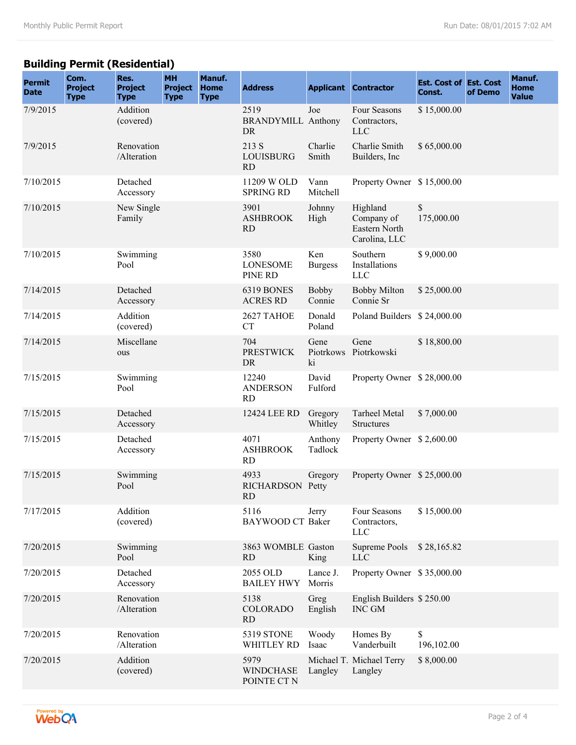## Building Permit (Residential)

| Permit Date | Com. Project Type | Res. Project Type | MH Project Type | Manuf. Home Type | Address | Applicant | Contractor | Est. Cost of Const. | Est. Cost of Demo | Manuf. Home Value |
|---|---|---|---|---|---|---|---|---|---|---|
| 7/9/2015 | | Addition (covered) | | | 2519 BRANDYMILL DR | Joe Anthony | Four Seasons Contractors, LLC | $ 15,000.00 | | |
| 7/9/2015 | | Renovation /Alteration | | | 213 S LOUISBURG RD | Charlie Smith | Charlie Smith Builders, Inc | $ 65,000.00 | | |
| 7/10/2015 | | Detached Accessory | | | 11209 W OLD SPRING RD | Vann Mitchell | Property Owner | $ 15,000.00 | | |
| 7/10/2015 | | New Single Family | | | 3901 ASHBROOK RD | Johnny High | Highland Company of Eastern North Carolina, LLC | $ 175,000.00 | | |
| 7/10/2015 | | Swimming Pool | | | 3580 LONESOME PINE RD | Ken Burgess | Southern Installations LLC | $ 9,000.00 | | |
| 7/14/2015 | | Detached Accessory | | | 6319 BONES ACRES RD | Bobby Connie | Bobby Milton Connie Sr | $ 25,000.00 | | |
| 7/14/2015 | | Addition (covered) | | | 2627 TAHOE CT | Donald Poland | Poland Builders | $ 24,000.00 | | |
| 7/14/2015 | | Miscellaneous | | | 704 PRESTWICK DR | Gene Piotrkowski | Gene Piotrkowski | $ 18,800.00 | | |
| 7/15/2015 | | Swimming Pool | | | 12240 ANDERSON RD | David Fulford | Property Owner | $ 28,000.00 | | |
| 7/15/2015 | | Detached Accessory | | | 12424 LEE RD | Gregory Whitley | Tarheel Metal Structures | $ 7,000.00 | | |
| 7/15/2015 | | Detached Accessory | | | 4071 ASHBROOK RD | Anthony Tadlock | Property Owner | $ 2,600.00 | | |
| 7/15/2015 | | Swimming Pool | | | 4933 RICHARDSON RD | Gregory Petty | Property Owner | $ 25,000.00 | | |
| 7/17/2015 | | Addition (covered) | | | 5116 BAYWOOD CT | Jerry Baker | Four Seasons Contractors, LLC | $ 15,000.00 | | |
| 7/20/2015 | | Swimming Pool | | | 3863 WOMBLE RD | Gaston King | Supreme Pools LLC | $ 28,165.82 | | |
| 7/20/2015 | | Detached Accessory | | | 2055 OLD BAILEY HWY | Lance J. Morris | Property Owner | $ 35,000.00 | | |
| 7/20/2015 | | Renovation /Alteration | | | 5138 COLORADO RD | Greg English | English Builders INC GM | $ 250.00 | | |
| 7/20/2015 | | Renovation /Alteration | | | 5319 STONE WHITLEY RD | Woody Isaac | Homes By Vanderbuilt | $ 196,102.00 | | |
| 7/20/2015 | | Addition (covered) | | | 5979 WINDCHASE POINTE CT N | Michael T. Langley | Michael Terry Langley | $ 8,000.00 | | |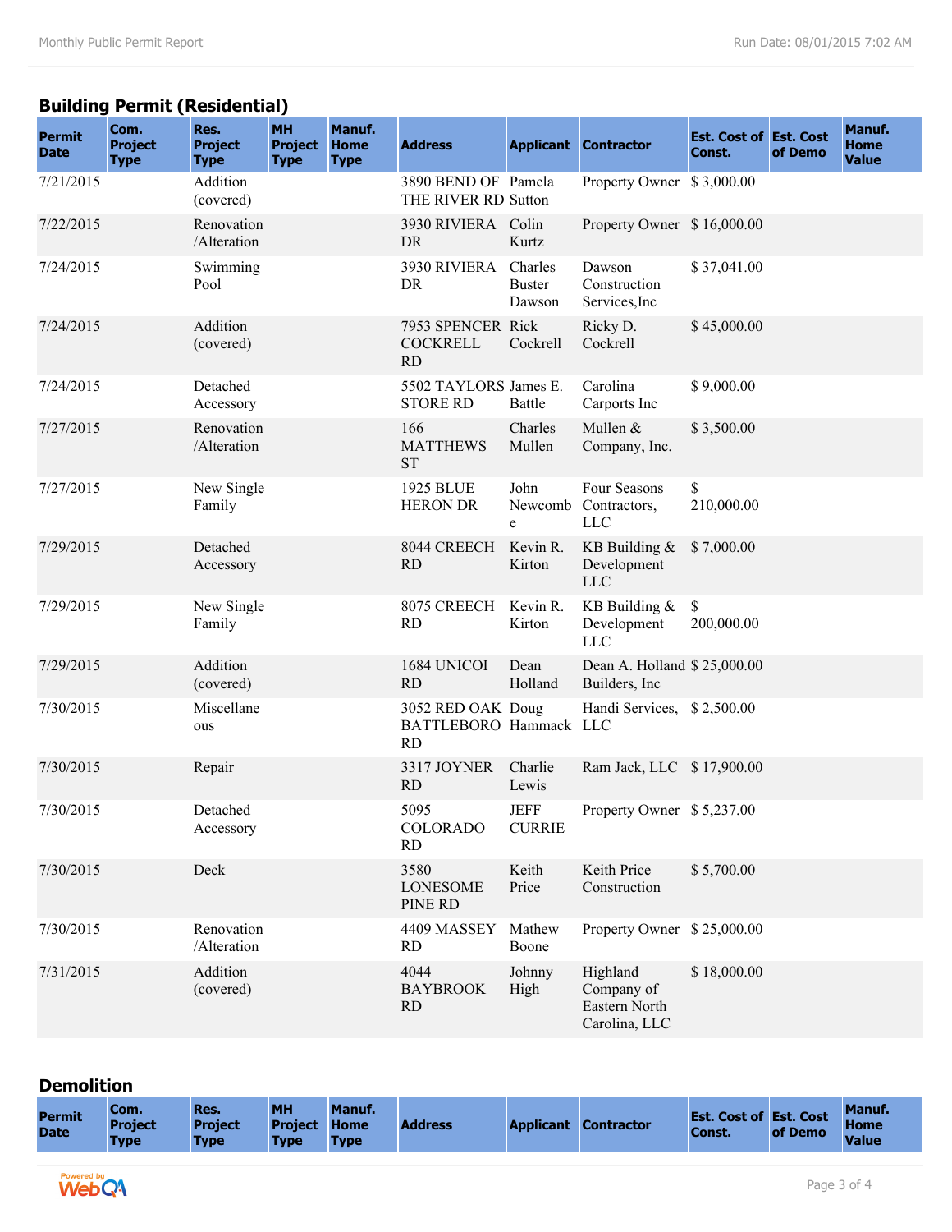## Building Permit (Residential)

| Permit Date | Com. Project Type | Res. Project Type | MH Project Type | Manuf. Home Type | Address | Applicant | Contractor | Est. Cost of Const. | Est. Cost of Demo | Manuf. Home Value |
|---|---|---|---|---|---|---|---|---|---|---|
| 7/21/2015 | | Addition (covered) | | | 3890 BEND OF THE RIVER RD | Pamela Sutton | Property Owner | $ 3,000.00 | | |
| 7/22/2015 | | Renovation /Alteration | | | 3930 RIVIERA DR | Colin Kurtz | Property Owner | $ 16,000.00 | | |
| 7/24/2015 | | Swimming Pool | | | 3930 RIVIERA DR | Charles Buster Dawson | Dawson Construction Services,Inc | $ 37,041.00 | | |
| 7/24/2015 | | Addition (covered) | | | 7953 SPENCER COCKRELL RD | Rick Cockrell | Ricky D. Cockrell | $ 45,000.00 | | |
| 7/24/2015 | | Detached Accessory | | | 5502 TAYLORS STORE RD | James E. Battle | Carolina Carports Inc | $ 9,000.00 | | |
| 7/27/2015 | | Renovation /Alteration | | | 166 MATTHEWS ST | Charles Mullen | Mullen & Company, Inc. | $ 3,500.00 | | |
| 7/27/2015 | | New Single Family | | | 1925 BLUE HERON DR | John Newcombe | Four Seasons Contractors, LLC | $ 210,000.00 | | |
| 7/29/2015 | | Detached Accessory | | | 8044 CREECH RD | Kevin R. Kirton | KB Building & Development LLC | $ 7,000.00 | | |
| 7/29/2015 | | New Single Family | | | 8075 CREECH RD | Kevin R. Kirton | KB Building & Development LLC | $ 200,000.00 | | |
| 7/29/2015 | | Addition (covered) | | | 1684 UNICOI RD | Dean Holland | Dean A. Holland Builders, Inc | $ 25,000.00 | | |
| 7/30/2015 | | Miscellaneous | | | 3052 RED OAK BATTLEBORO RD | Doug Hammack | Handi Services, LLC | $ 2,500.00 | | |
| 7/30/2015 | | Repair | | | 3317 JOYNER RD | Charlie Lewis | Ram Jack, LLC | $ 17,900.00 | | |
| 7/30/2015 | | Detached Accessory | | | 5095 COLORADO RD | JEFF CURRIE | Property Owner | $ 5,237.00 | | |
| 7/30/2015 | | Deck | | | 3580 LONESOME PINE RD | Keith Price | Keith Price Construction | $ 5,700.00 | | |
| 7/30/2015 | | Renovation /Alteration | | | 4409 MASSEY RD | Mathew Boone | Property Owner | $ 25,000.00 | | |
| 7/31/2015 | | Addition (covered) | | | 4044 BAYBROOK RD | Johnny High | Highland Company of Eastern North Carolina, LLC | $ 18,000.00 | | |

## Demolition

| Permit Date | Com. Project Type | Res. Project Type | MH Project Type | Manuf. Home Type | Address | Applicant | Contractor | Est. Cost of Const. | Est. Cost of Demo | Manuf. Home Value |
|---|---|---|---|---|---|---|---|---|---|---|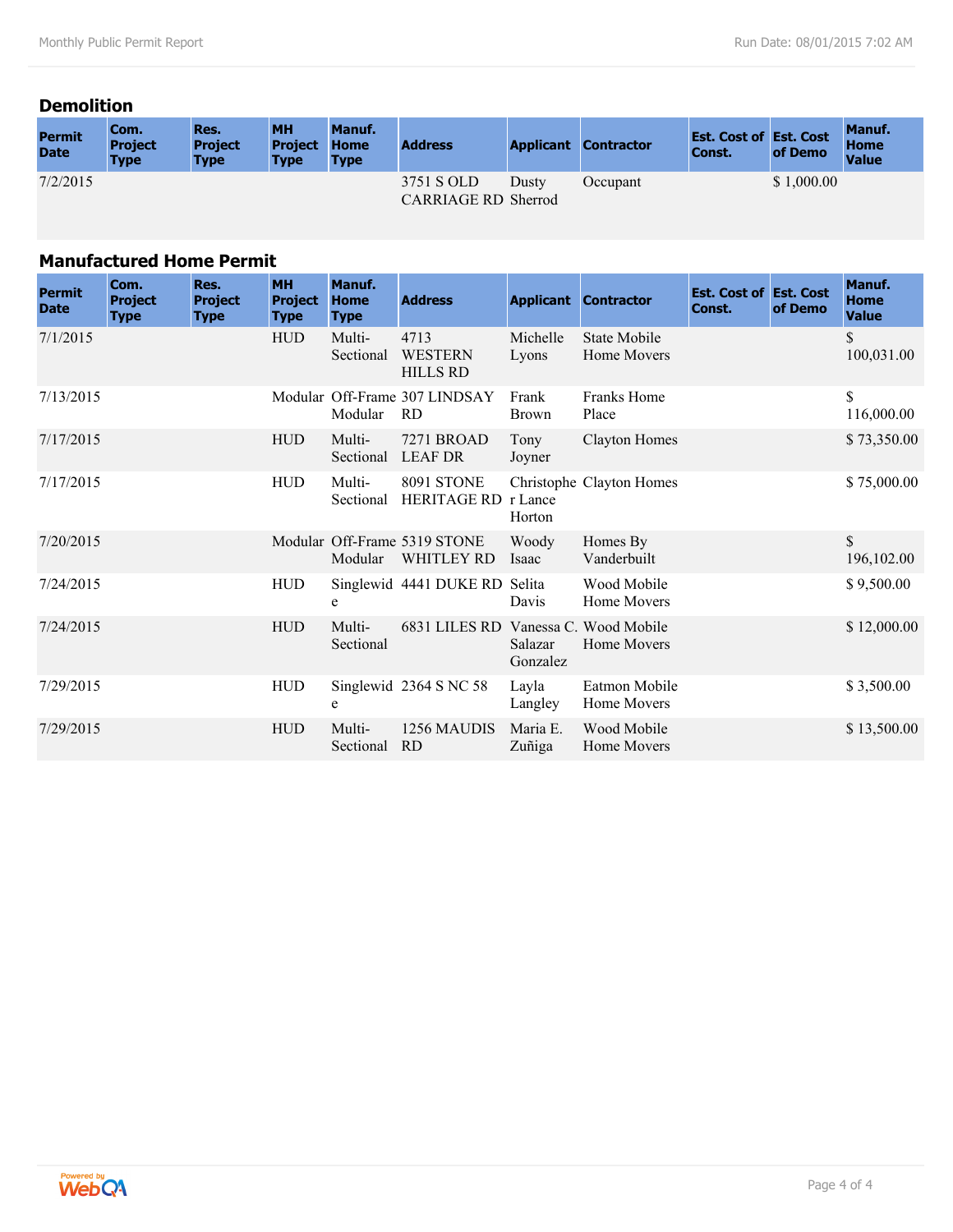## Demolition

| Permit Date | Com. Project Type | Res. Project Type | MH Project Type | Manuf. Home Type | Address | Applicant | Contractor | Est. Cost of Const. | Est. Cost of Demo | Manuf. Home Value |
|---|---|---|---|---|---|---|---|---|---|---|
| 7/2/2015 | | | | | 3751 S OLD CARRIAGE RD | Dusty Sherrod | Occupant | | $ 1,000.00 | |

## Manufactured Home Permit

| Permit Date | Com. Project Type | Res. Project Type | MH Project Type | Manuf. Home Type | Address | Applicant | Contractor | Est. Cost of Const. | Est. Cost of Demo | Manuf. Home Value |
|---|---|---|---|---|---|---|---|---|---|---|
| 7/1/2015 | | | HUD | Multi-Sectional | 4713 WESTERN HILLS RD | Michelle Lyons | State Mobile Home Movers | | | $ 100,031.00 |
| 7/13/2015 | | | Modular | Off-Frame Modular | 307 LINDSAY RD | Frank Brown | Franks Home Place | | | $ 116,000.00 |
| 7/17/2015 | | | HUD | Multi-Sectional | 7271 BROAD LEAF DR | Tony Joyner | Clayton Homes | | | $ 73,350.00 |
| 7/17/2015 | | | HUD | Multi-Sectional | 8091 STONE HERITAGE RD | Christopher Lance Horton | Clayton Homes | | | $ 75,000.00 |
| 7/20/2015 | | | Modular | Off-Frame Modular | 5319 STONE WHITLEY RD | Woody Isaac | Homes By Vanderbuilt | | | $ 196,102.00 |
| 7/24/2015 | | | HUD | Singlewide | 4441 DUKE RD | Selita Davis | Wood Mobile Home Movers | | | $ 9,500.00 |
| 7/24/2015 | | | HUD | Multi-Sectional | 6831 LILES RD | Vanessa C. Salazar Gonzalez | Wood Mobile Home Movers | | | $ 12,000.00 |
| 7/29/2015 | | | HUD | Singlewide | 2364 S NC 58 | Layla Langley | Eatmon Mobile Home Movers | | | $ 3,500.00 |
| 7/29/2015 | | | HUD | Multi-Sectional | 1256 MAUDIS RD | Maria E. Zuñiga | Wood Mobile Home Movers | | | $ 13,500.00 |